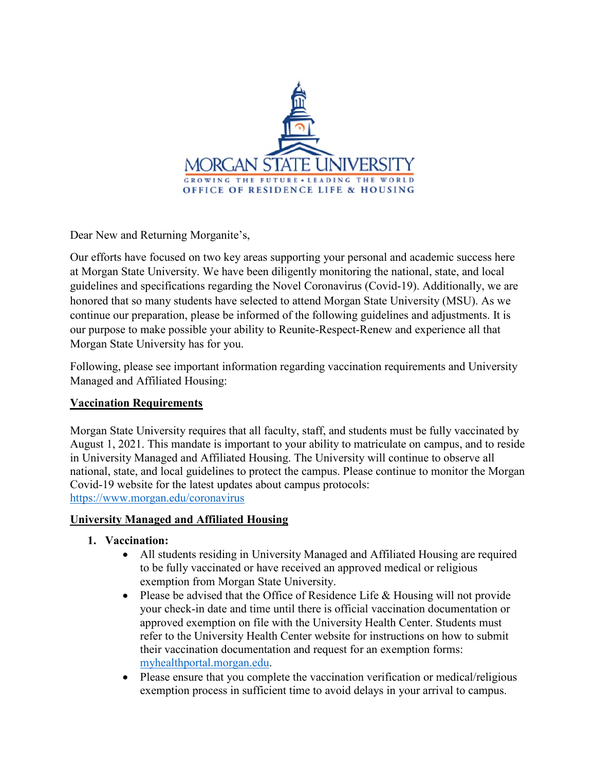MORGAN STATE UNIVERSITY

GROWING THE FUTURE • LEADING THE WORLD

OFFICE OF RESIDENCE LIFE & HOUSING

Dear New and Returning Morganite's,

Our efforts have focused on two key areas supporting your personal and academic success here at Morgan State University. We have been diligently monitoring the national, state, and local guidelines and specifications regarding the Novel Coronavirus (Covid-19). Additionally, we are honored that so many students have selected to attend Morgan State University (MSU). As we continue our preparation, please be informed of the following guidelines and adjustments. It is our purpose to make possible your ability to Reunite-Respect-Renew and experience all that Morgan State University has for you.

Following, please see important information regarding vaccination requirements and University Managed and Affiliated Housing:

## Vaccination Requirements

Morgan State University requires that all faculty, staff, and students must be fully vaccinated by August 1, 2021. This mandate is important to your ability to matriculate on campus, and to reside in University Managed and Affiliated Housing. The University will continue to observe all national, state, and local guidelines to protect the campus. Please continue to monitor the Morgan Covid-19 website for the latest updates about campus protocols: [https://www.morgan.edu/coronavirus](https://www.morgan.edu/coronavirus)

## University Managed and Affiliated Housing

1. **Vaccination:**
   - All students residing in University Managed and Affiliated Housing are required to be fully vaccinated or have received an approved medical or religious exemption from Morgan State University.
   - Please be advised that the Office of Residence Life & Housing will not provide your check-in date and time until there is official vaccination documentation or approved exemption on file with the University Health Center. Students must refer to the University Health Center website for instructions on how to submit their vaccination documentation and request for an exemption forms: [myhealthportal.morgan.edu](myhealthportal.morgan.edu).
   - Please ensure that you complete the vaccination verification or medical/religious exemption process in sufficient time to avoid delays in your arrival to campus.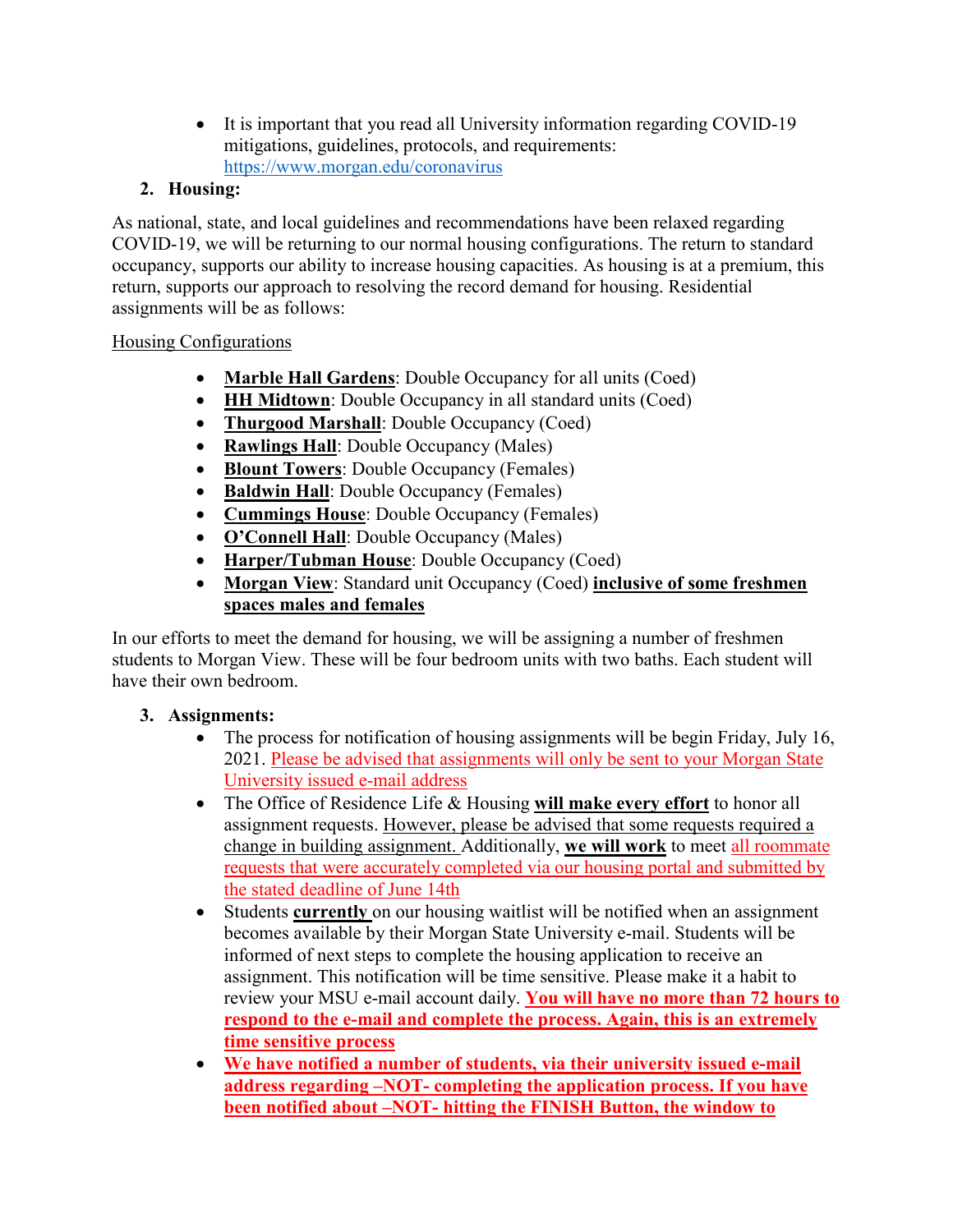- It is important that you read all University information regarding COVID-19 mitigations, guidelines, protocols, and requirements: https://www.morgan.edu/coronavirus

2. **Housing:**

As national, state, and local guidelines and recommendations have been relaxed regarding COVID-19, we will be returning to our normal housing configurations. The return to standard occupancy, supports our ability to increase housing capacities. As housing is at a premium, this return, supports our approach to resolving the record demand for housing. Residential assignments will be as follows:

Housing Configurations

- **Marble Hall Gardens**: Double Occupancy for all units (Coed)
- **HH Midtown**: Double Occupancy in all standard units (Coed)
- **Thurgood Marshall**: Double Occupancy (Coed)
- **Rawlings Hall**: Double Occupancy (Males)
- **Blount Towers**: Double Occupancy (Females)
- **Baldwin Hall**: Double Occupancy (Females)
- **Cummings House**: Double Occupancy (Females)
- **O'Connell Hall**: Double Occupancy (Males)
- **Harper/Tubman House**: Double Occupancy (Coed)
- **Morgan View**: Standard unit Occupancy (Coed) **inclusive of some freshmen spaces males and females**

In our efforts to meet the demand for housing, we will be assigning a number of freshmen students to Morgan View. These will be four bedroom units with two baths. Each student will have their own bedroom.

3. **Assignments:**
   - The process for notification of housing assignments will be begin Friday, July 16, 2021. Please be advised that assignments will only be sent to your Morgan State University issued e-mail address
   - The Office of Residence Life & Housing **will make every effort** to honor all assignment requests. However, please be advised that some requests required a change in building assignment. Additionally, **we will work** to meet all roommate requests that were accurately completed via our housing portal and submitted by the stated deadline of June 14th
   - Students **currently** on our housing waitlist will be notified when an assignment becomes available by their Morgan State University e-mail. Students will be informed of next steps to complete the housing application to receive an assignment. This notification will be time sensitive. Please make it a habit to review your MSU e-mail account daily. **You will have no more than 72 hours to respond to the e-mail and complete the process. Again, this is an extremely time sensitive process**
   - **We have notified a number of students, via their university issued e-mail address regarding –NOT- completing the application process. If you have been notified about –NOT- hitting the FINISH Button, the window to**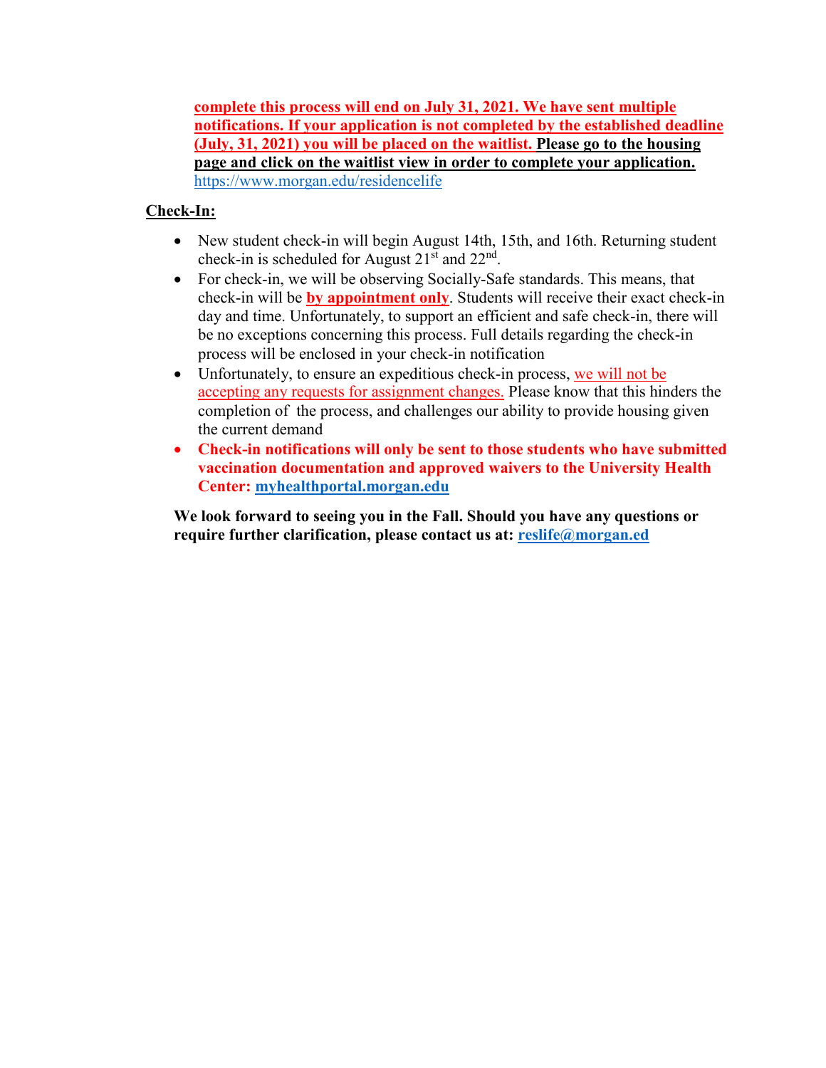**complete this process will end on July 31, 2021. We have sent multiple notifications. If your application is not completed by the established deadline (July, 31, 2021) you will be placed on the waitlist. Please go to the housing page and click on the waitlist view in order to complete your application.** https://www.morgan.edu/residencelife

**Check-In:**

- New student check-in will begin August 14th, 15th, and 16th. Returning student check-in is scheduled for August 21st and 22nd.
- For check-in, we will be observing Socially-Safe standards. This means, that check-in will be **by appointment only**. Students will receive their exact check-in day and time. Unfortunately, to support an efficient and safe check-in, there will be no exceptions concerning this process. Full details regarding the check-in process will be enclosed in your check-in notification
- Unfortunately, to ensure an expeditious check-in process, we will not be accepting any requests for assignment changes. Please know that this hinders the completion of the process, and challenges our ability to provide housing given the current demand
- **Check-in notifications will only be sent to those students who have submitted vaccination documentation and approved waivers to the University Health Center: myhealthportal.morgan.edu**

**We look forward to seeing you in the Fall. Should you have any questions or require further clarification, please contact us at: reslife@morgan.ed**